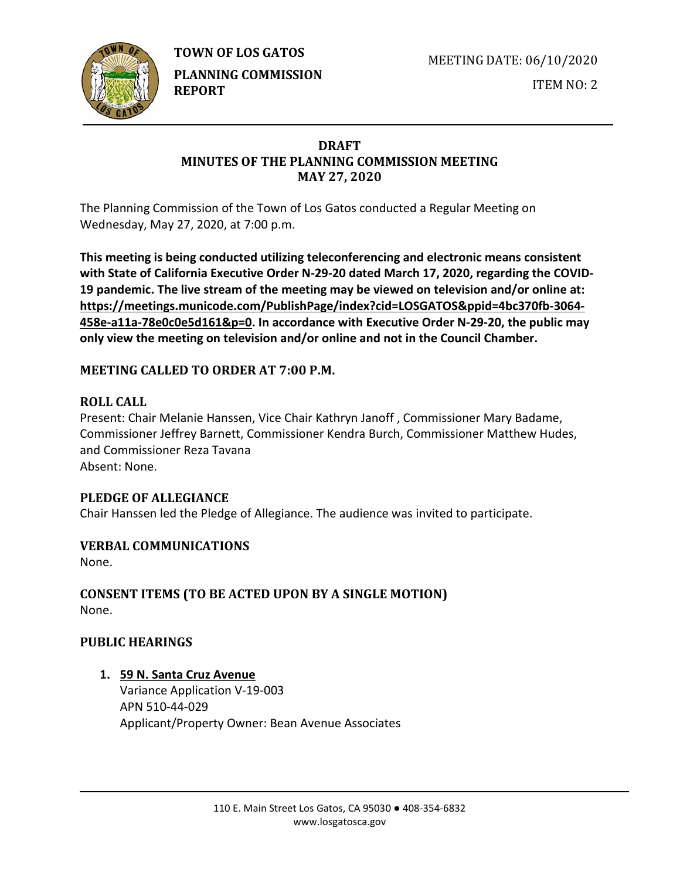**TOWN OF LOS GATOS**

**PLANNING COMMISSION REPORT**

MEETING DATE: 06/10/2020

ITEM NO: 2

# DRAFT
# MINUTES OF THE PLANNING COMMISSION MEETING
# MAY 27, 2020

The Planning Commission of the Town of Los Gatos conducted a Regular Meeting on Wednesday, May 27, 2020, at 7:00 p.m.

**This meeting is being conducted utilizing teleconferencing and electronic means consistent with State of California Executive Order N-29-20 dated March 17, 2020, regarding the COVID-19 pandemic. The live stream of the meeting may be viewed on television and/or online at: https://meetings.municode.com/PublishPage/index?cid=LOSGATOS&ppid=4bc370fb-3064-458e-a11a-78e0c0e5d161&p=0. In accordance with Executive Order N-29-20, the public may only view the meeting on television and/or online and not in the Council Chamber.**

## MEETING CALLED TO ORDER AT 7:00 P.M.

## ROLL CALL

Present: Chair Melanie Hanssen, Vice Chair Kathryn Janoff , Commissioner Mary Badame, Commissioner Jeffrey Barnett, Commissioner Kendra Burch, Commissioner Matthew Hudes, and Commissioner Reza Tavana

Absent: None.

## PLEDGE OF ALLEGIANCE

Chair Hanssen led the Pledge of Allegiance. The audience was invited to participate.

## VERBAL COMMUNICATIONS

None.

## CONSENT ITEMS (TO BE ACTED UPON BY A SINGLE MOTION)

None.

## PUBLIC HEARINGS

1. **59 N. Santa Cruz Avenue**

   Variance Application V-19-003

   APN 510-44-029

   Applicant/Property Owner: Bean Avenue Associates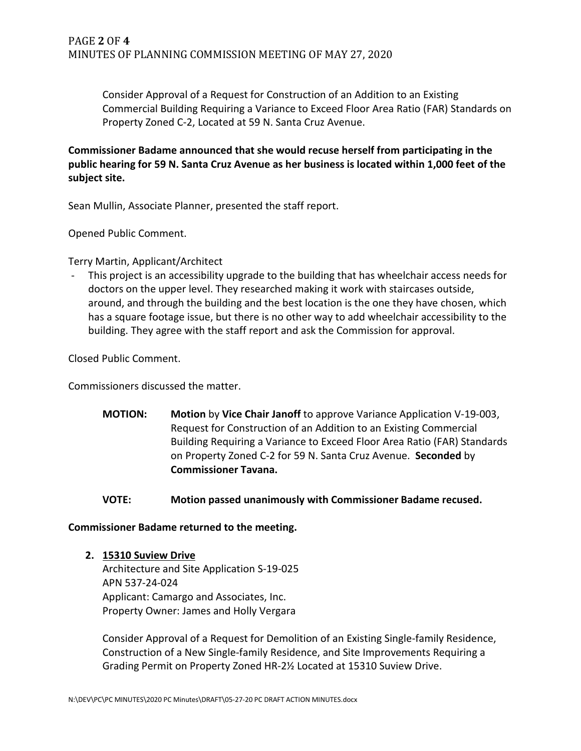Consider Approval of a Request for Construction of an Addition to an Existing Commercial Building Requiring a Variance to Exceed Floor Area Ratio (FAR) Standards on Property Zoned C-2, Located at 59 N. Santa Cruz Avenue.

**Commissioner Badame announced that she would recuse herself from participating in the public hearing for 59 N. Santa Cruz Avenue as her business is located within 1,000 feet of the subject site.**

Sean Mullin, Associate Planner, presented the staff report.

Opened Public Comment.

Terry Martin, Applicant/Architect

- This project is an accessibility upgrade to the building that has wheelchair access needs for doctors on the upper level. They researched making it work with staircases outside, around, and through the building and the best location is the one they have chosen, which has a square footage issue, but there is no other way to add wheelchair accessibility to the building. They agree with the staff report and ask the Commission for approval.

Closed Public Comment.

Commissioners discussed the matter.

**MOTION:** **Motion** by **Vice Chair Janoff** to approve Variance Application V-19-003, Request for Construction of an Addition to an Existing Commercial Building Requiring a Variance to Exceed Floor Area Ratio (FAR) Standards on Property Zoned C-2 for 59 N. Santa Cruz Avenue. **Seconded** by **Commissioner Tavana.**

**VOTE:** **Motion passed unanimously with Commissioner Badame recused.**

**Commissioner Badame returned to the meeting.**

2. **15310 Suview Drive**
   Architecture and Site Application S-19-025
   APN 537-24-024
   Applicant: Camargo and Associates, Inc.
   Property Owner: James and Holly Vergara

   Consider Approval of a Request for Demolition of an Existing Single-family Residence, Construction of a New Single-family Residence, and Site Improvements Requiring a Grading Permit on Property Zoned HR-2½ Located at 15310 Suview Drive.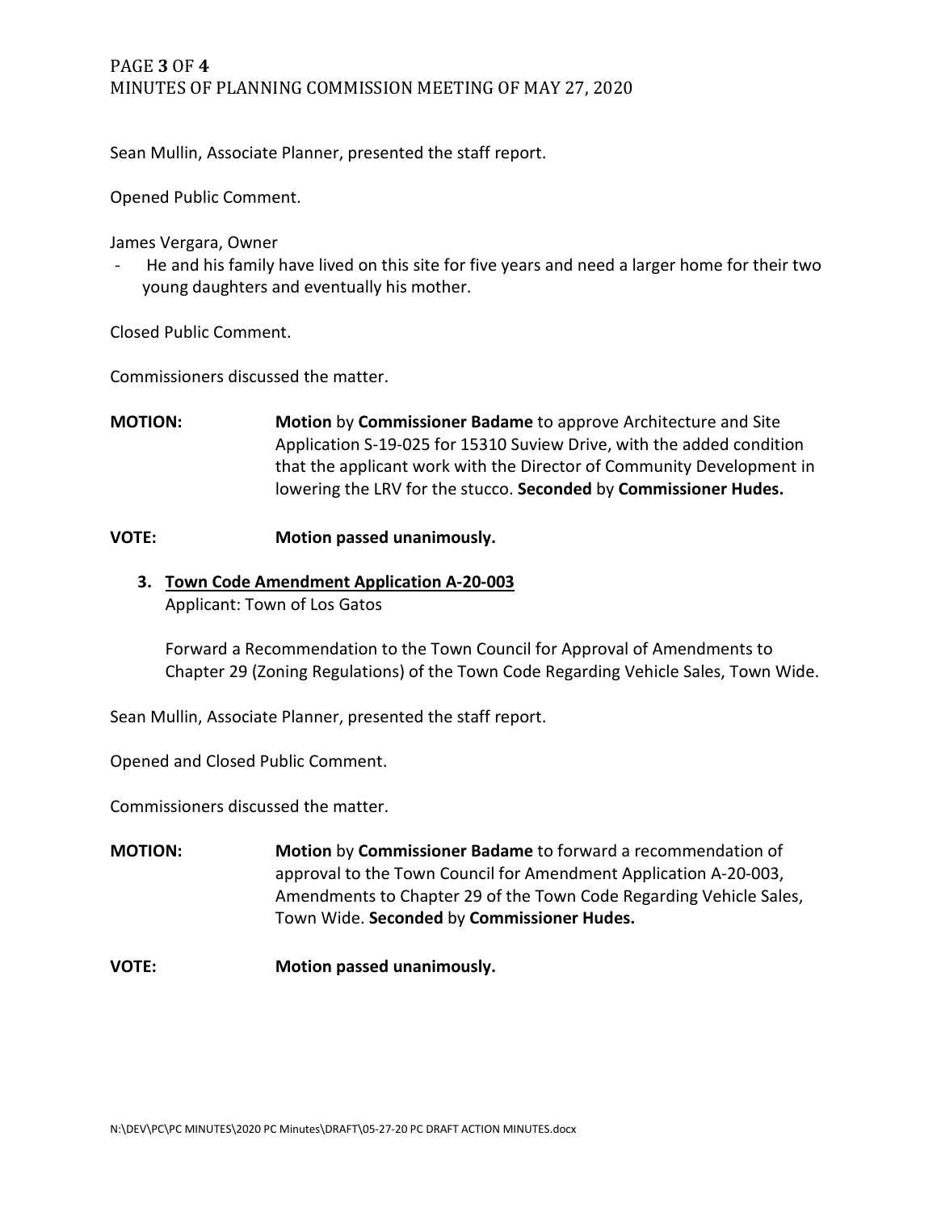Sean Mullin, Associate Planner, presented the staff report.

Opened Public Comment.

James Vergara, Owner

- He and his family have lived on this site for five years and need a larger home for their two young daughters and eventually his mother.

Closed Public Comment.

Commissioners discussed the matter.

**MOTION:** **Motion** by **Commissioner Badame** to approve Architecture and Site Application S-19-025 for 15310 Suview Drive, with the added condition that the applicant work with the Director of Community Development in lowering the LRV for the stucco. **Seconded** by **Commissioner Hudes.**

**VOTE:** **Motion passed unanimously.**

3. **Town Code Amendment Application A-20-003**
   Applicant: Town of Los Gatos

   Forward a Recommendation to the Town Council for Approval of Amendments to Chapter 29 (Zoning Regulations) of the Town Code Regarding Vehicle Sales, Town Wide.

Sean Mullin, Associate Planner, presented the staff report.

Opened and Closed Public Comment.

Commissioners discussed the matter.

**MOTION:** **Motion** by **Commissioner Badame** to forward a recommendation of approval to the Town Council for Amendment Application A-20-003, Amendments to Chapter 29 of the Town Code Regarding Vehicle Sales, Town Wide. **Seconded** by **Commissioner Hudes.**

**VOTE:** **Motion passed unanimously.**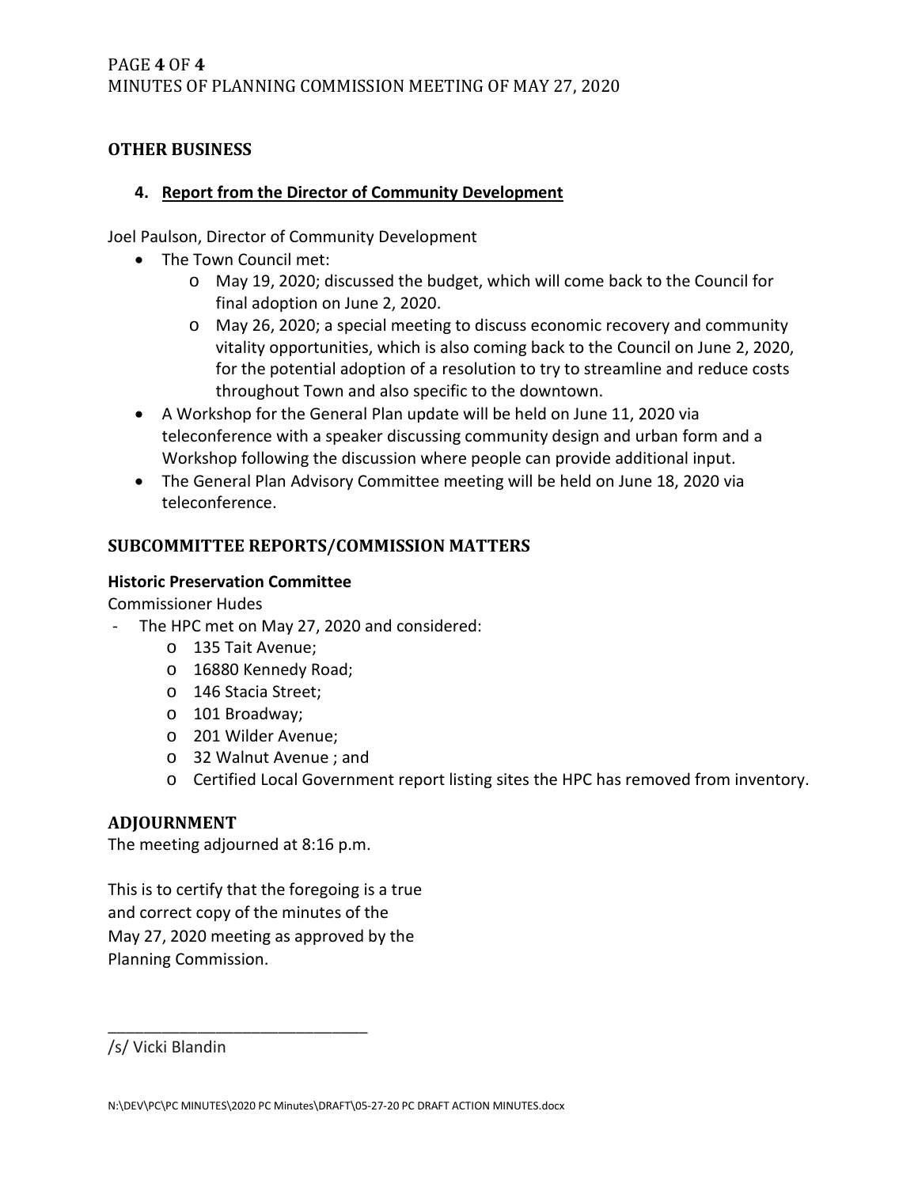## OTHER BUSINESS

### 4. Report from the Director of Community Development

Joel Paulson, Director of Community Development

- The Town Council met:
  - May 19, 2020; discussed the budget, which will come back to the Council for final adoption on June 2, 2020.
  - May 26, 2020; a special meeting to discuss economic recovery and community vitality opportunities, which is also coming back to the Council on June 2, 2020, for the potential adoption of a resolution to try to streamline and reduce costs throughout Town and also specific to the downtown.
- A Workshop for the General Plan update will be held on June 11, 2020 via teleconference with a speaker discussing community design and urban form and a Workshop following the discussion where people can provide additional input.
- The General Plan Advisory Committee meeting will be held on June 18, 2020 via teleconference.

## SUBCOMMITTEE REPORTS/COMMISSION MATTERS

**Historic Preservation Committee**

Commissioner Hudes

- The HPC met on May 27, 2020 and considered:
  - 135 Tait Avenue;
  - 16880 Kennedy Road;
  - 146 Stacia Street;
  - 101 Broadway;
  - 201 Wilder Avenue;
  - 32 Walnut Avenue ; and
  - Certified Local Government report listing sites the HPC has removed from inventory.

## ADJOURNMENT

The meeting adjourned at 8:16 p.m.

This is to certify that the foregoing is a true and correct copy of the minutes of the May 27, 2020 meeting as approved by the Planning Commission.

_____________________________

/s/ Vicki Blandin

N:\DEV\PC\PC MINUTES\2020 PC Minutes\DRAFT\05-27-20 PC DRAFT ACTION MINUTES.docx